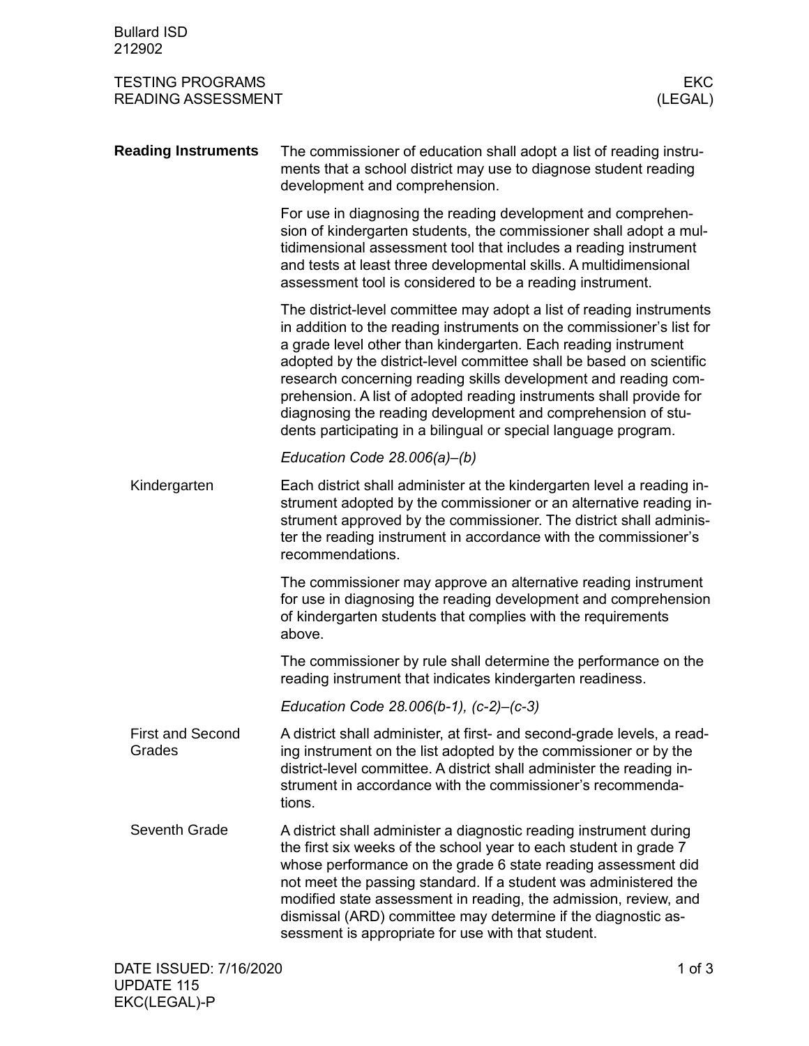# TESTING PROGRAMS
# READING ASSESSMENT

EKC (LEGAL)

## Reading Instruments

The commissioner of education shall adopt a list of reading instruments that a school district may use to diagnose student reading development and comprehension.

For use in diagnosing the reading development and comprehension of kindergarten students, the commissioner shall adopt a multidimensional assessment tool that includes a reading instrument and tests at least three developmental skills. A multidimensional assessment tool is considered to be a reading instrument.

The district-level committee may adopt a list of reading instruments in addition to the reading instruments on the commissioner's list for a grade level other than kindergarten. Each reading instrument adopted by the district-level committee shall be based on scientific research concerning reading skills development and reading comprehension. A list of adopted reading instruments shall provide for diagnosing the reading development and comprehension of students participating in a bilingual or special language program.

*Education Code 28.006(a)–(b)*

### Kindergarten

Each district shall administer at the kindergarten level a reading instrument adopted by the commissioner or an alternative reading instrument approved by the commissioner. The district shall administer the reading instrument in accordance with the commissioner's recommendations.

The commissioner may approve an alternative reading instrument for use in diagnosing the reading development and comprehension of kindergarten students that complies with the requirements above.

The commissioner by rule shall determine the performance on the reading instrument that indicates kindergarten readiness.

*Education Code 28.006(b-1), (c-2)–(c-3)*

### First and Second Grades

A district shall administer, at first- and second-grade levels, a reading instrument on the list adopted by the commissioner or by the district-level committee. A district shall administer the reading instrument in accordance with the commissioner's recommendations.

### Seventh Grade

A district shall administer a diagnostic reading instrument during the first six weeks of the school year to each student in grade 7 whose performance on the grade 6 state reading assessment did not meet the passing standard. If a student was administered the modified state assessment in reading, the admission, review, and dismissal (ARD) committee may determine if the diagnostic assessment is appropriate for use with that student.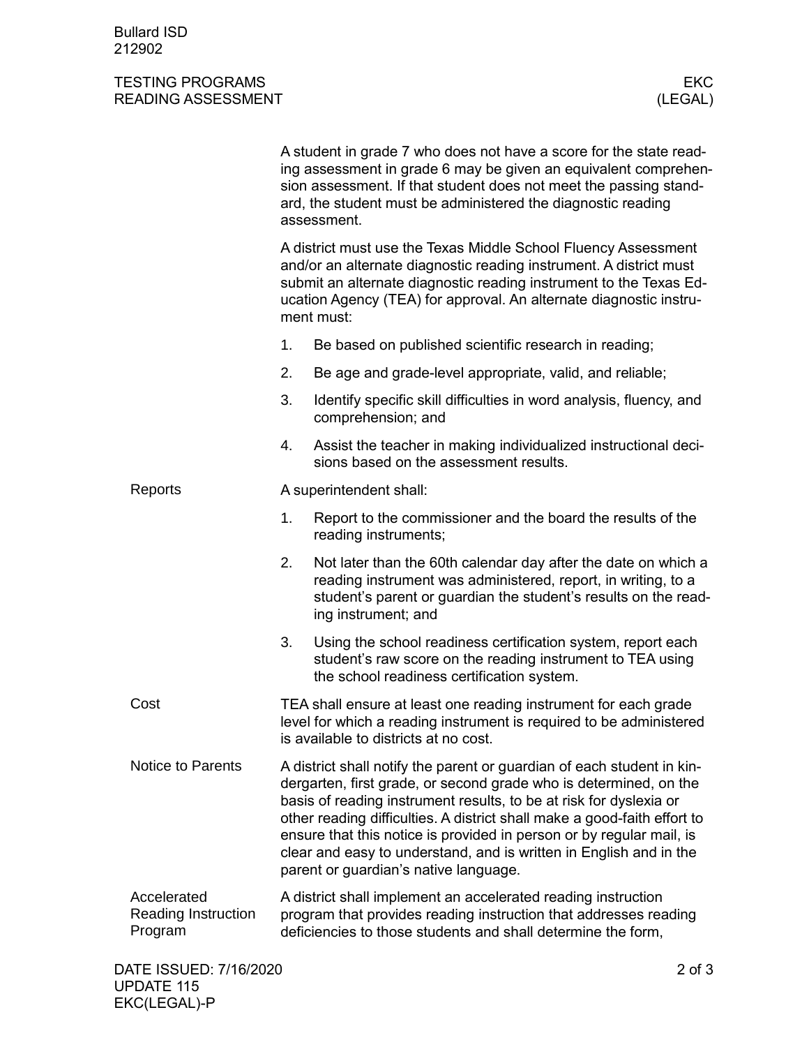A student in grade 7 who does not have a score for the state reading assessment in grade 6 may be given an equivalent comprehension assessment. If that student does not meet the passing standard, the student must be administered the diagnostic reading assessment.

A district must use the Texas Middle School Fluency Assessment and/or an alternate diagnostic reading instrument. A district must submit an alternate diagnostic reading instrument to the Texas Education Agency (TEA) for approval. An alternate diagnostic instrument must:

1. Be based on published scientific research in reading;
2. Be age and grade-level appropriate, valid, and reliable;
3. Identify specific skill difficulties in word analysis, fluency, and comprehension; and
4. Assist the teacher in making individualized instructional decisions based on the assessment results.

## Reports

A superintendent shall:

1. Report to the commissioner and the board the results of the reading instruments;
2. Not later than the 60th calendar day after the date on which a reading instrument was administered, report, in writing, to a student's parent or guardian the student's results on the reading instrument; and
3. Using the school readiness certification system, report each student's raw score on the reading instrument to TEA using the school readiness certification system.

## Cost

TEA shall ensure at least one reading instrument for each grade level for which a reading instrument is required to be administered is available to districts at no cost.

## Notice to Parents

A district shall notify the parent or guardian of each student in kindergarten, first grade, or second grade who is determined, on the basis of reading instrument results, to be at risk for dyslexia or other reading difficulties. A district shall make a good-faith effort to ensure that this notice is provided in person or by regular mail, is clear and easy to understand, and is written in English and in the parent or guardian's native language.

## Accelerated Reading Instruction Program

A district shall implement an accelerated reading instruction program that provides reading instruction that addresses reading deficiencies to those students and shall determine the form,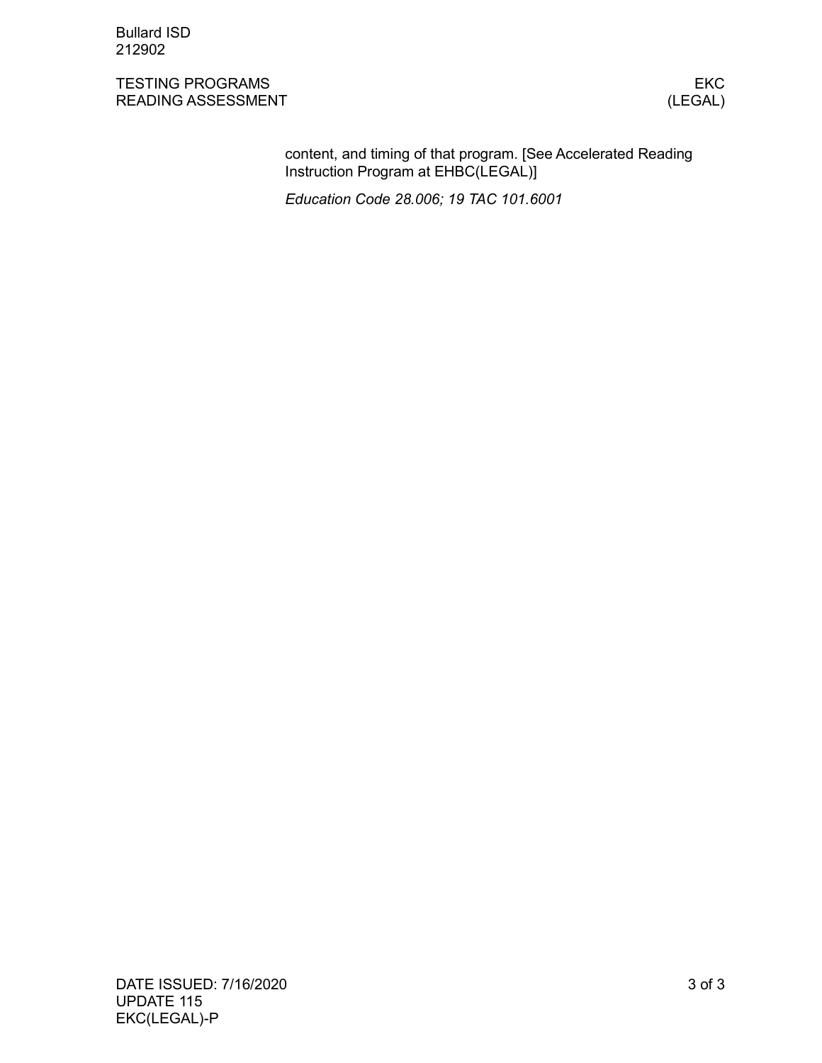content, and timing of that program. [See Accelerated Reading Instruction Program at EHBC(LEGAL)]

*Education Code 28.006; 19 TAC 101.6001*